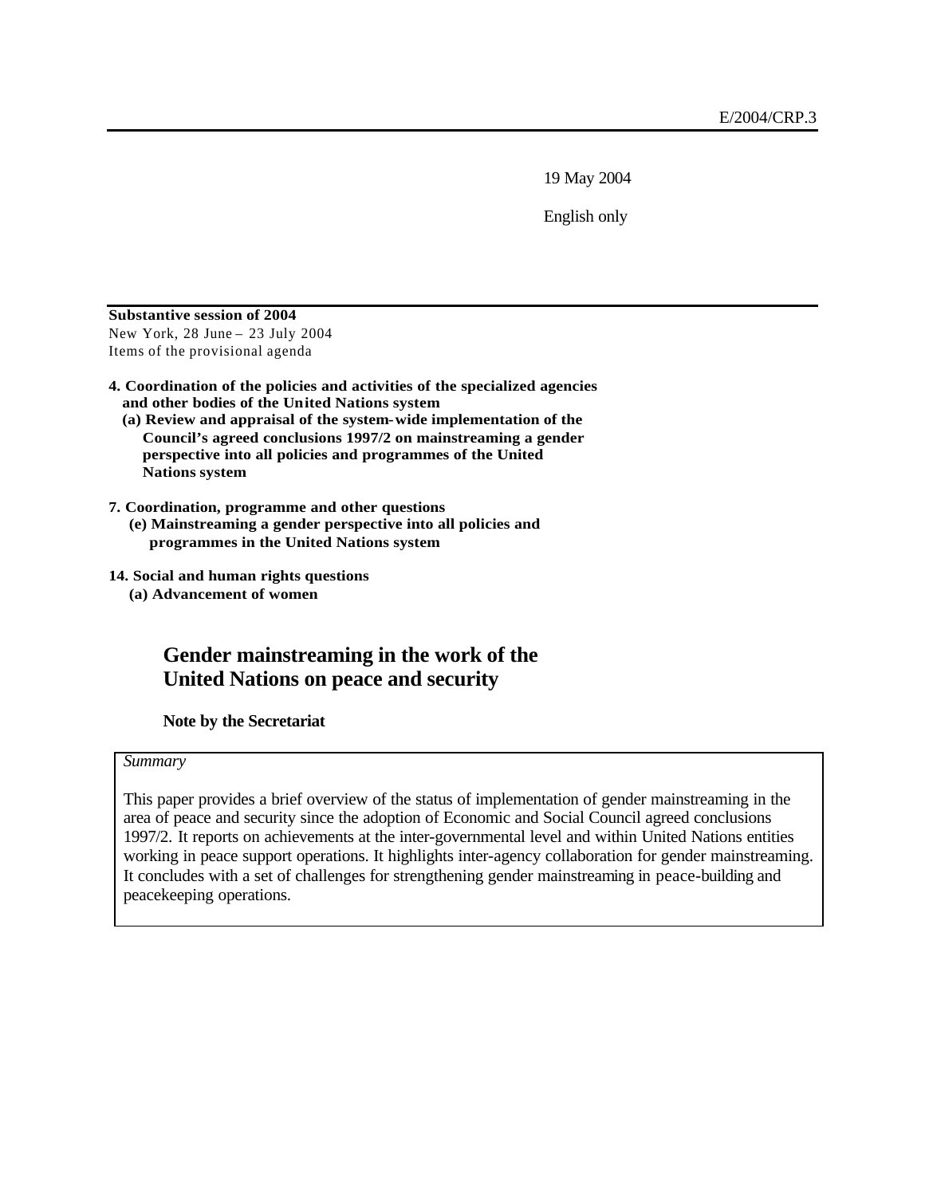E/2004/CRP.3

19 May 2004

English only

**Substantive session of 2004**
New York, 28 June – 23 July 2004
Items of the provisional agenda

**4. Coordination of the policies and activities of the specialized agencies and other bodies of the United Nations system**
**(a) Review and appraisal of the system-wide implementation of the Council's agreed conclusions 1997/2 on mainstreaming a gender perspective into all policies and programmes of the United Nations system**

**7. Coordination, programme and other questions**
**(e) Mainstreaming a gender perspective into all policies and programmes in the United Nations system**

**14. Social and human rights questions**
**(a) Advancement of women**

# Gender mainstreaming in the work of the United Nations on peace and security

**Note by the Secretariat**

*Summary*

This paper provides a brief overview of the status of implementation of gender mainstreaming in the area of peace and security since the adoption of Economic and Social Council agreed conclusions 1997/2. It reports on achievements at the inter-governmental level and within United Nations entities working in peace support operations. It highlights inter-agency collaboration for gender mainstreaming. It concludes with a set of challenges for strengthening gender mainstreaming in peace-building and peacekeeping operations.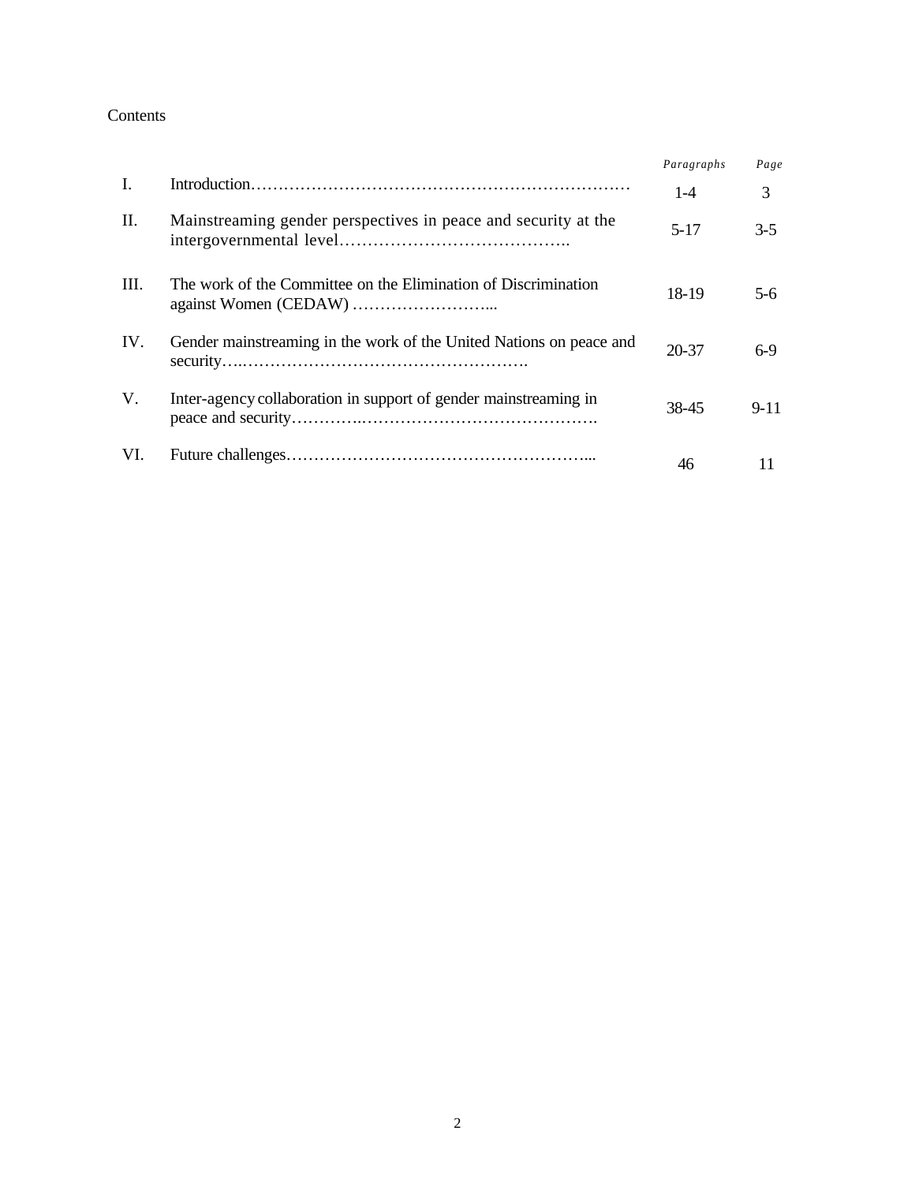Contents

| | | *Paragraphs* | *Page* |
|---|---|---|---|
| I. | Introduction……………………………………………………………… | 1-4 | 3 |
| II. | Mainstreaming gender perspectives in peace and security at the intergovernmental level………………………………….. | 5-17 | 3-5 |
| III. | The work of the Committee on the Elimination of Discrimination against Women (CEDAW) ……………………... | 18-19 | 5-6 |
| IV. | Gender mainstreaming in the work of the United Nations on peace and security…..……………………………………………. | 20-37 | 6-9 |
| V. | Inter-agency collaboration in support of gender mainstreaming in peace and security………….……………………………………. | 38-45 | 9-11 |
| VI. | Future challenges………………………………………………... | 46 | 11 |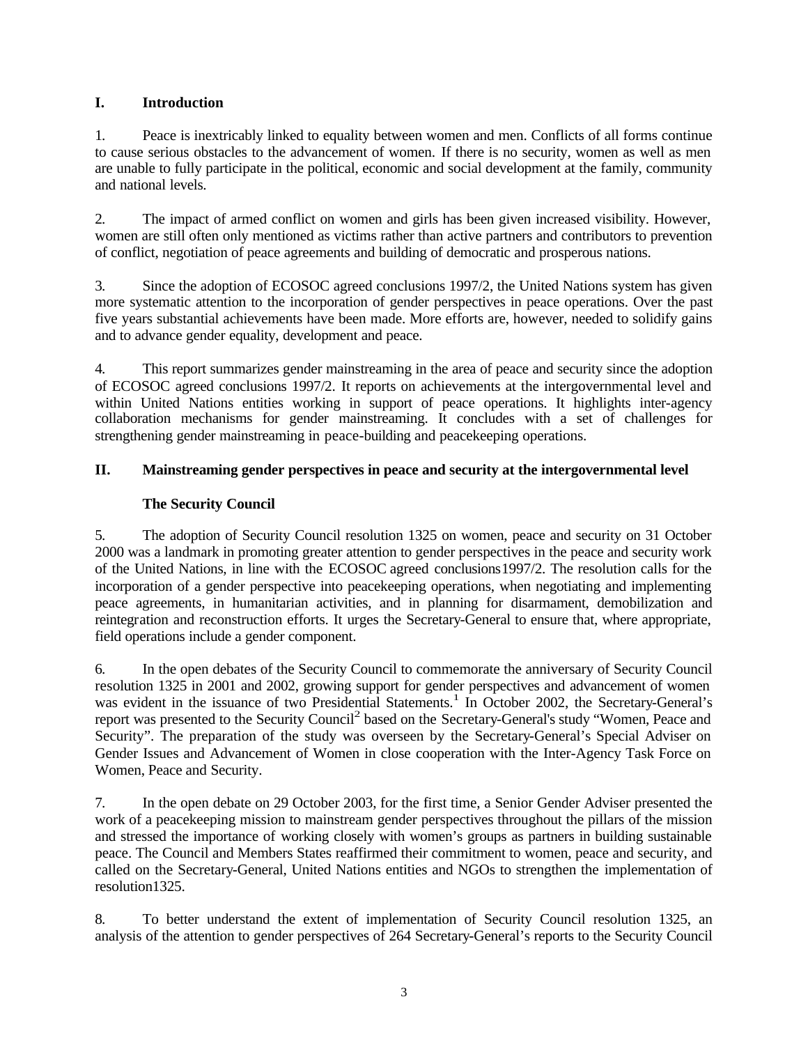# I. Introduction

1. Peace is inextricably linked to equality between women and men. Conflicts of all forms continue to cause serious obstacles to the advancement of women. If there is no security, women as well as men are unable to fully participate in the political, economic and social development at the family, community and national levels.

2. The impact of armed conflict on women and girls has been given increased visibility. However, women are still often only mentioned as victims rather than active partners and contributors to prevention of conflict, negotiation of peace agreements and building of democratic and prosperous nations.

3. Since the adoption of ECOSOC agreed conclusions 1997/2, the United Nations system has given more systematic attention to the incorporation of gender perspectives in peace operations. Over the past five years substantial achievements have been made. More efforts are, however, needed to solidify gains and to advance gender equality, development and peace.

4. This report summarizes gender mainstreaming in the area of peace and security since the adoption of ECOSOC agreed conclusions 1997/2. It reports on achievements at the intergovernmental level and within United Nations entities working in support of peace operations. It highlights inter-agency collaboration mechanisms for gender mainstreaming. It concludes with a set of challenges for strengthening gender mainstreaming in peace-building and peacekeeping operations.

# II. Mainstreaming gender perspectives in peace and security at the intergovernmental level

## The Security Council

5. The adoption of Security Council resolution 1325 on women, peace and security on 31 October 2000 was a landmark in promoting greater attention to gender perspectives in the peace and security work of the United Nations, in line with the ECOSOC agreed conclusions1997/2. The resolution calls for the incorporation of a gender perspective into peacekeeping operations, when negotiating and implementing peace agreements, in humanitarian activities, and in planning for disarmament, demobilization and reintegration and reconstruction efforts. It urges the Secretary-General to ensure that, where appropriate, field operations include a gender component.

6. In the open debates of the Security Council to commemorate the anniversary of Security Council resolution 1325 in 2001 and 2002, growing support for gender perspectives and advancement of women was evident in the issuance of two Presidential Statements.[1] In October 2002, the Secretary-General's report was presented to the Security Council[2] based on the Secretary-General's study "Women, Peace and Security". The preparation of the study was overseen by the Secretary-General's Special Adviser on Gender Issues and Advancement of Women in close cooperation with the Inter-Agency Task Force on Women, Peace and Security.

7. In the open debate on 29 October 2003, for the first time, a Senior Gender Adviser presented the work of a peacekeeping mission to mainstream gender perspectives throughout the pillars of the mission and stressed the importance of working closely with women's groups as partners in building sustainable peace. The Council and Members States reaffirmed their commitment to women, peace and security, and called on the Secretary-General, United Nations entities and NGOs to strengthen the implementation of resolution1325.

8. To better understand the extent of implementation of Security Council resolution 1325, an analysis of the attention to gender perspectives of 264 Secretary-General's reports to the Security Council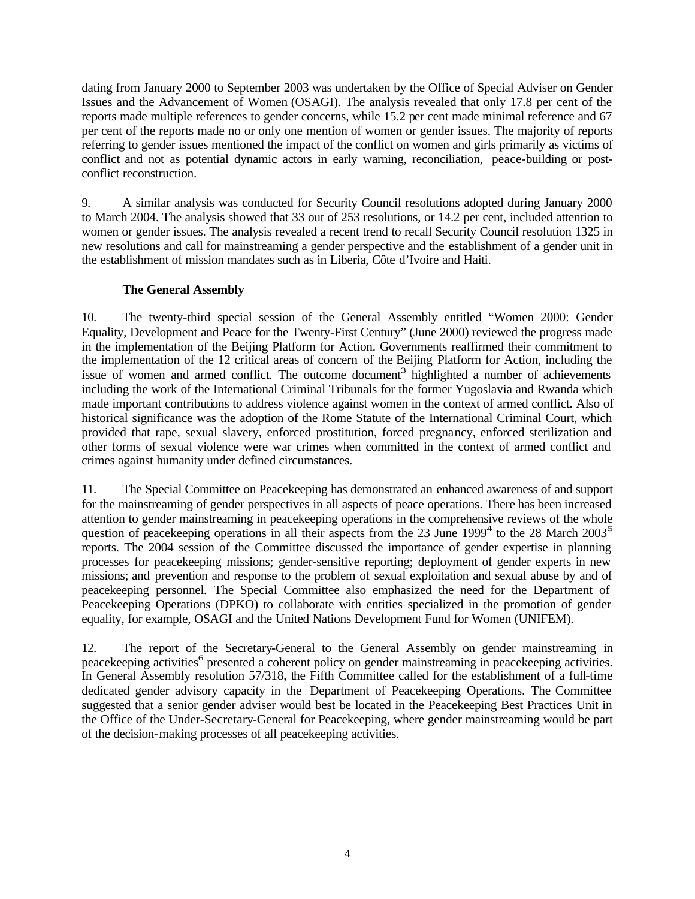dating from January 2000 to September 2003 was undertaken by the Office of Special Adviser on Gender Issues and the Advancement of Women (OSAGI). The analysis revealed that only 17.8 per cent of the reports made multiple references to gender concerns, while 15.2 per cent made minimal reference and 67 per cent of the reports made no or only one mention of women or gender issues. The majority of reports referring to gender issues mentioned the impact of the conflict on women and girls primarily as victims of conflict and not as potential dynamic actors in early warning, reconciliation, peace-building or post-conflict reconstruction.

9. A similar analysis was conducted for Security Council resolutions adopted during January 2000 to March 2004. The analysis showed that 33 out of 253 resolutions, or 14.2 per cent, included attention to women or gender issues. The analysis revealed a recent trend to recall Security Council resolution 1325 in new resolutions and call for mainstreaming a gender perspective and the establishment of a gender unit in the establishment of mission mandates such as in Liberia, Côte d'Ivoire and Haiti.

**The General Assembly**

10. The twenty-third special session of the General Assembly entitled "Women 2000: Gender Equality, Development and Peace for the Twenty-First Century" (June 2000) reviewed the progress made in the implementation of the Beijing Platform for Action. Governments reaffirmed their commitment to the implementation of the 12 critical areas of concern of the Beijing Platform for Action, including the issue of women and armed conflict. The outcome document[3] highlighted a number of achievements including the work of the International Criminal Tribunals for the former Yugoslavia and Rwanda which made important contributions to address violence against women in the context of armed conflict. Also of historical significance was the adoption of the Rome Statute of the International Criminal Court, which provided that rape, sexual slavery, enforced prostitution, forced pregnancy, enforced sterilization and other forms of sexual violence were war crimes when committed in the context of armed conflict and crimes against humanity under defined circumstances.

11. The Special Committee on Peacekeeping has demonstrated an enhanced awareness of and support for the mainstreaming of gender perspectives in all aspects of peace operations. There has been increased attention to gender mainstreaming in peacekeeping operations in the comprehensive reviews of the whole question of peacekeeping operations in all their aspects from the 23 June 1999[4] to the 28 March 2003[5] reports. The 2004 session of the Committee discussed the importance of gender expertise in planning processes for peacekeeping missions; gender-sensitive reporting; deployment of gender experts in new missions; and prevention and response to the problem of sexual exploitation and sexual abuse by and of peacekeeping personnel. The Special Committee also emphasized the need for the Department of Peacekeeping Operations (DPKO) to collaborate with entities specialized in the promotion of gender equality, for example, OSAGI and the United Nations Development Fund for Women (UNIFEM).

12. The report of the Secretary-General to the General Assembly on gender mainstreaming in peacekeeping activities[6] presented a coherent policy on gender mainstreaming in peacekeeping activities. In General Assembly resolution 57/318, the Fifth Committee called for the establishment of a full-time dedicated gender advisory capacity in the Department of Peacekeeping Operations. The Committee suggested that a senior gender adviser would best be located in the Peacekeeping Best Practices Unit in the Office of the Under-Secretary-General for Peacekeeping, where gender mainstreaming would be part of the decision-making processes of all peacekeeping activities.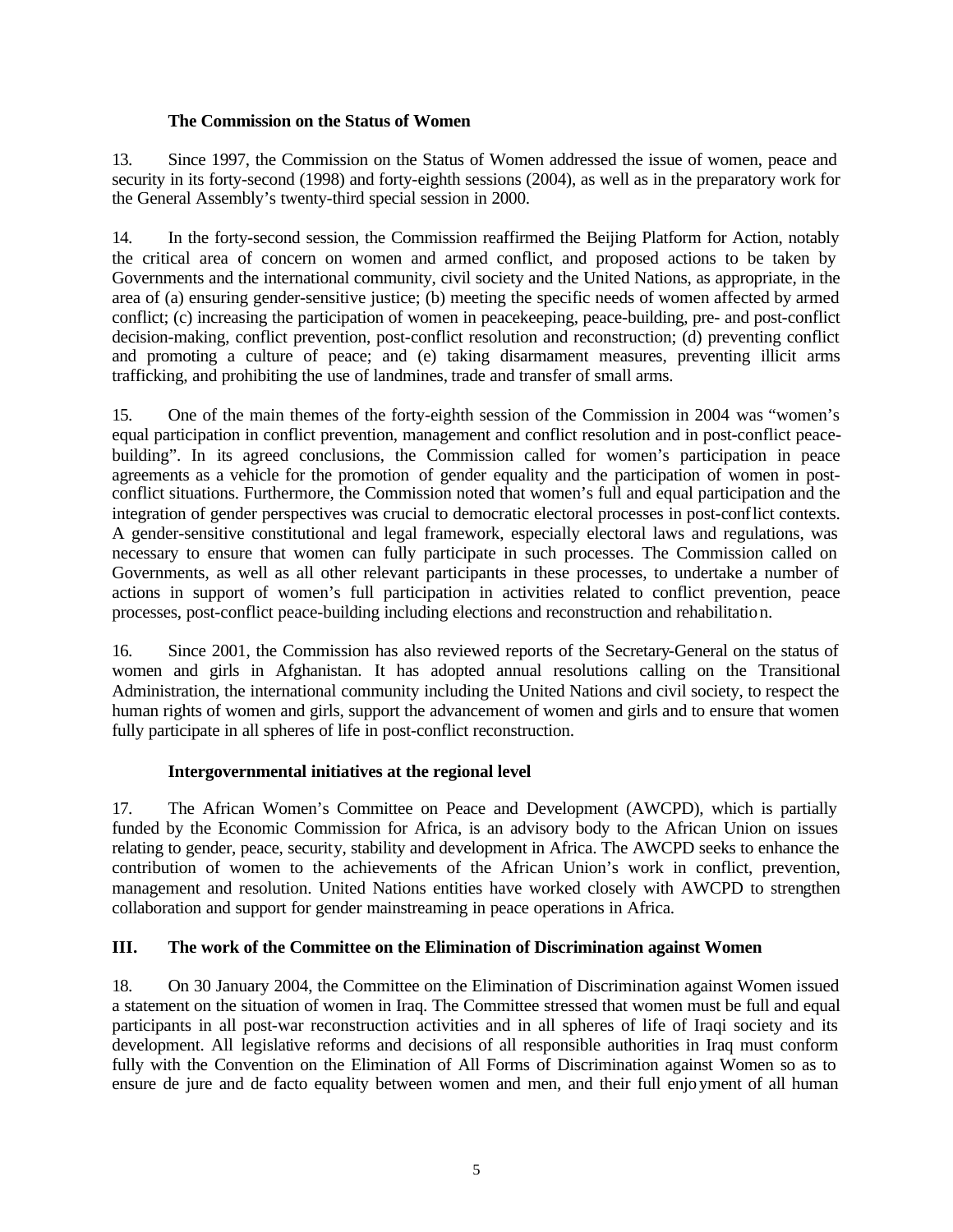### The Commission on the Status of Women

13. Since 1997, the Commission on the Status of Women addressed the issue of women, peace and security in its forty-second (1998) and forty-eighth sessions (2004), as well as in the preparatory work for the General Assembly's twenty-third special session in 2000.

14. In the forty-second session, the Commission reaffirmed the Beijing Platform for Action, notably the critical area of concern on women and armed conflict, and proposed actions to be taken by Governments and the international community, civil society and the United Nations, as appropriate, in the area of (a) ensuring gender-sensitive justice; (b) meeting the specific needs of women affected by armed conflict; (c) increasing the participation of women in peacekeeping, peace-building, pre- and post-conflict decision-making, conflict prevention, post-conflict resolution and reconstruction; (d) preventing conflict and promoting a culture of peace; and (e) taking disarmament measures, preventing illicit arms trafficking, and prohibiting the use of landmines, trade and transfer of small arms.

15. One of the main themes of the forty-eighth session of the Commission in 2004 was "women's equal participation in conflict prevention, management and conflict resolution and in post-conflict peace-building". In its agreed conclusions, the Commission called for women's participation in peace agreements as a vehicle for the promotion of gender equality and the participation of women in post-conflict situations. Furthermore, the Commission noted that women's full and equal participation and the integration of gender perspectives was crucial to democratic electoral processes in post-conflict contexts. A gender-sensitive constitutional and legal framework, especially electoral laws and regulations, was necessary to ensure that women can fully participate in such processes. The Commission called on Governments, as well as all other relevant participants in these processes, to undertake a number of actions in support of women's full participation in activities related to conflict prevention, peace processes, post-conflict peace-building including elections and reconstruction and rehabilitation.

16. Since 2001, the Commission has also reviewed reports of the Secretary-General on the status of women and girls in Afghanistan. It has adopted annual resolutions calling on the Transitional Administration, the international community including the United Nations and civil society, to respect the human rights of women and girls, support the advancement of women and girls and to ensure that women fully participate in all spheres of life in post-conflict reconstruction.

### Intergovernmental initiatives at the regional level

17. The African Women's Committee on Peace and Development (AWCPD), which is partially funded by the Economic Commission for Africa, is an advisory body to the African Union on issues relating to gender, peace, security, stability and development in Africa. The AWCPD seeks to enhance the contribution of women to the achievements of the African Union's work in conflict, prevention, management and resolution. United Nations entities have worked closely with AWCPD to strengthen collaboration and support for gender mainstreaming in peace operations in Africa.

## III. The work of the Committee on the Elimination of Discrimination against Women

18. On 30 January 2004, the Committee on the Elimination of Discrimination against Women issued a statement on the situation of women in Iraq. The Committee stressed that women must be full and equal participants in all post-war reconstruction activities and in all spheres of life of Iraqi society and its development. All legislative reforms and decisions of all responsible authorities in Iraq must conform fully with the Convention on the Elimination of All Forms of Discrimination against Women so as to ensure de jure and de facto equality between women and men, and their full enjoyment of all human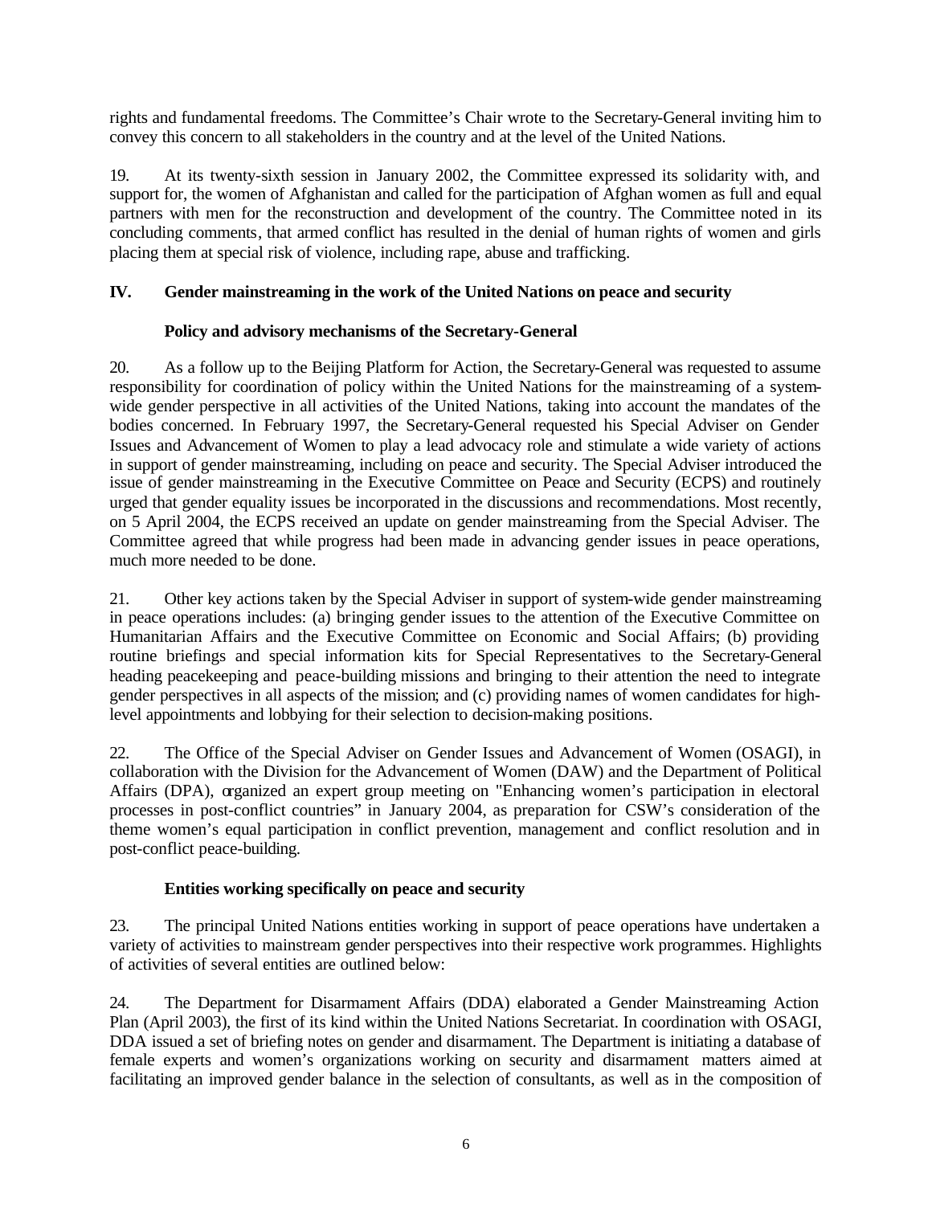rights and fundamental freedoms. The Committee's Chair wrote to the Secretary-General inviting him to convey this concern to all stakeholders in the country and at the level of the United Nations.

19. At its twenty-sixth session in January 2002, the Committee expressed its solidarity with, and support for, the women of Afghanistan and called for the participation of Afghan women as full and equal partners with men for the reconstruction and development of the country. The Committee noted in its concluding comments, that armed conflict has resulted in the denial of human rights of women and girls placing them at special risk of violence, including rape, abuse and trafficking.

## IV. Gender mainstreaming in the work of the United Nations on peace and security

### Policy and advisory mechanisms of the Secretary-General

20. As a follow up to the Beijing Platform for Action, the Secretary-General was requested to assume responsibility for coordination of policy within the United Nations for the mainstreaming of a system-wide gender perspective in all activities of the United Nations, taking into account the mandates of the bodies concerned. In February 1997, the Secretary-General requested his Special Adviser on Gender Issues and Advancement of Women to play a lead advocacy role and stimulate a wide variety of actions in support of gender mainstreaming, including on peace and security. The Special Adviser introduced the issue of gender mainstreaming in the Executive Committee on Peace and Security (ECPS) and routinely urged that gender equality issues be incorporated in the discussions and recommendations. Most recently, on 5 April 2004, the ECPS received an update on gender mainstreaming from the Special Adviser. The Committee agreed that while progress had been made in advancing gender issues in peace operations, much more needed to be done.

21. Other key actions taken by the Special Adviser in support of system-wide gender mainstreaming in peace operations includes: (a) bringing gender issues to the attention of the Executive Committee on Humanitarian Affairs and the Executive Committee on Economic and Social Affairs; (b) providing routine briefings and special information kits for Special Representatives to the Secretary-General heading peacekeeping and peace-building missions and bringing to their attention the need to integrate gender perspectives in all aspects of the mission; and (c) providing names of women candidates for high-level appointments and lobbying for their selection to decision-making positions.

22. The Office of the Special Adviser on Gender Issues and Advancement of Women (OSAGI), in collaboration with the Division for the Advancement of Women (DAW) and the Department of Political Affairs (DPA), organized an expert group meeting on "Enhancing women's participation in electoral processes in post-conflict countries" in January 2004, as preparation for CSW's consideration of the theme women's equal participation in conflict prevention, management and conflict resolution and in post-conflict peace-building.

### Entities working specifically on peace and security

23. The principal United Nations entities working in support of peace operations have undertaken a variety of activities to mainstream gender perspectives into their respective work programmes. Highlights of activities of several entities are outlined below:

24. The Department for Disarmament Affairs (DDA) elaborated a Gender Mainstreaming Action Plan (April 2003), the first of its kind within the United Nations Secretariat. In coordination with OSAGI, DDA issued a set of briefing notes on gender and disarmament. The Department is initiating a database of female experts and women's organizations working on security and disarmament matters aimed at facilitating an improved gender balance in the selection of consultants, as well as in the composition of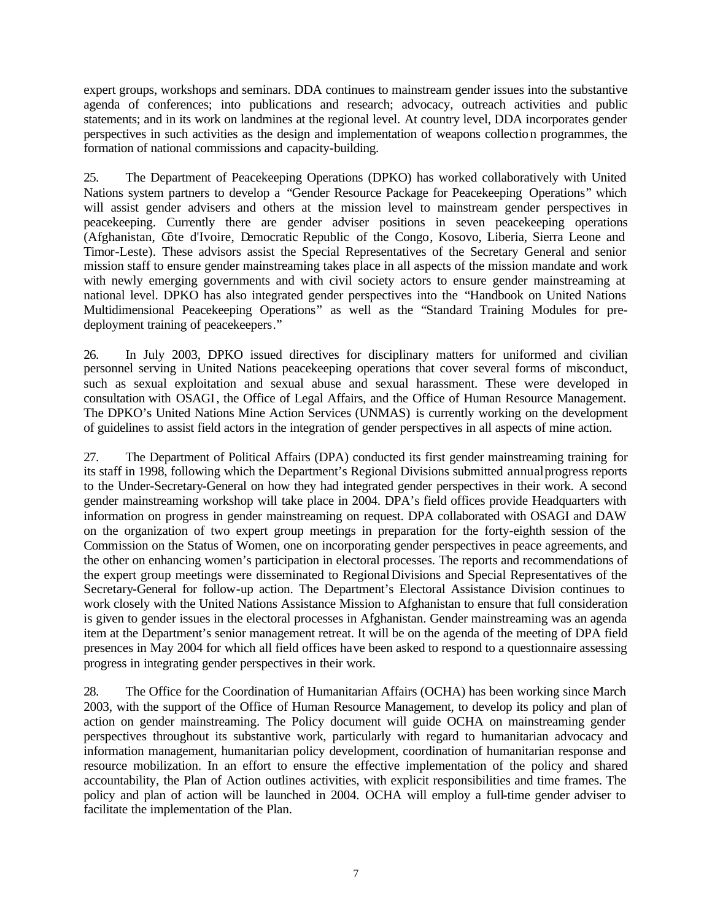expert groups, workshops and seminars. DDA continues to mainstream gender issues into the substantive agenda of conferences; into publications and research; advocacy, outreach activities and public statements; and in its work on landmines at the regional level. At country level, DDA incorporates gender perspectives in such activities as the design and implementation of weapons collection programmes, the formation of national commissions and capacity-building.

25. The Department of Peacekeeping Operations (DPKO) has worked collaboratively with United Nations system partners to develop a "Gender Resource Package for Peacekeeping Operations" which will assist gender advisers and others at the mission level to mainstream gender perspectives in peacekeeping. Currently there are gender adviser positions in seven peacekeeping operations (Afghanistan, Côte d'Ivoire, Democratic Republic of the Congo, Kosovo, Liberia, Sierra Leone and Timor-Leste). These advisors assist the Special Representatives of the Secretary General and senior mission staff to ensure gender mainstreaming takes place in all aspects of the mission mandate and work with newly emerging governments and with civil society actors to ensure gender mainstreaming at national level. DPKO has also integrated gender perspectives into the "Handbook on United Nations Multidimensional Peacekeeping Operations" as well as the "Standard Training Modules for pre-deployment training of peacekeepers."

26. In July 2003, DPKO issued directives for disciplinary matters for uniformed and civilian personnel serving in United Nations peacekeeping operations that cover several forms of misconduct, such as sexual exploitation and sexual abuse and sexual harassment. These were developed in consultation with OSAGI, the Office of Legal Affairs, and the Office of Human Resource Management. The DPKO's United Nations Mine Action Services (UNMAS) is currently working on the development of guidelines to assist field actors in the integration of gender perspectives in all aspects of mine action.

27. The Department of Political Affairs (DPA) conducted its first gender mainstreaming training for its staff in 1998, following which the Department's Regional Divisions submitted annual progress reports to the Under-Secretary-General on how they had integrated gender perspectives in their work. A second gender mainstreaming workshop will take place in 2004. DPA's field offices provide Headquarters with information on progress in gender mainstreaming on request. DPA collaborated with OSAGI and DAW on the organization of two expert group meetings in preparation for the forty-eighth session of the Commission on the Status of Women, one on incorporating gender perspectives in peace agreements, and the other on enhancing women's participation in electoral processes. The reports and recommendations of the expert group meetings were disseminated to Regional Divisions and Special Representatives of the Secretary-General for follow-up action. The Department's Electoral Assistance Division continues to work closely with the United Nations Assistance Mission to Afghanistan to ensure that full consideration is given to gender issues in the electoral processes in Afghanistan. Gender mainstreaming was an agenda item at the Department's senior management retreat. It will be on the agenda of the meeting of DPA field presences in May 2004 for which all field offices have been asked to respond to a questionnaire assessing progress in integrating gender perspectives in their work.

28. The Office for the Coordination of Humanitarian Affairs (OCHA) has been working since March 2003, with the support of the Office of Human Resource Management, to develop its policy and plan of action on gender mainstreaming. The Policy document will guide OCHA on mainstreaming gender perspectives throughout its substantive work, particularly with regard to humanitarian advocacy and information management, humanitarian policy development, coordination of humanitarian response and resource mobilization. In an effort to ensure the effective implementation of the policy and shared accountability, the Plan of Action outlines activities, with explicit responsibilities and time frames. The policy and plan of action will be launched in 2004. OCHA will employ a full-time gender adviser to facilitate the implementation of the Plan.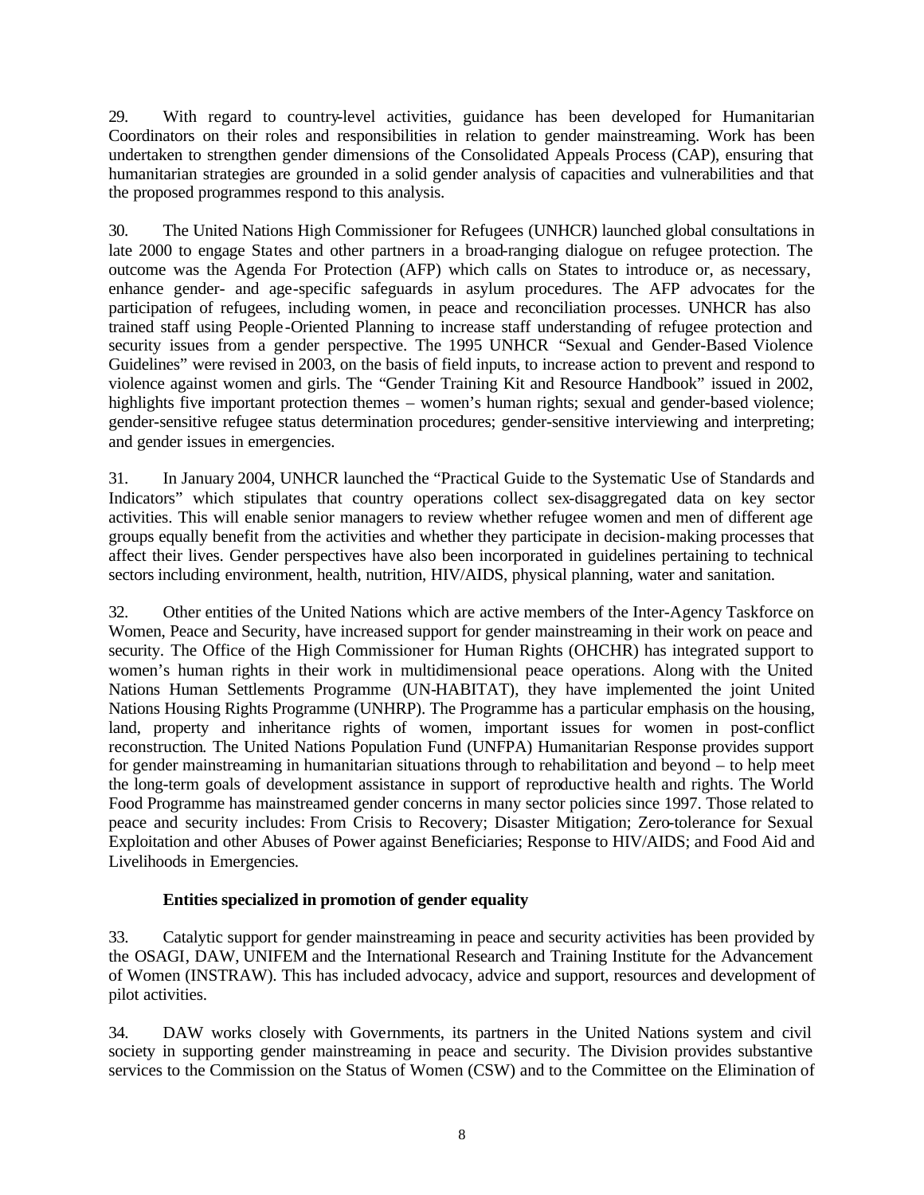29. With regard to country-level activities, guidance has been developed for Humanitarian Coordinators on their roles and responsibilities in relation to gender mainstreaming. Work has been undertaken to strengthen gender dimensions of the Consolidated Appeals Process (CAP), ensuring that humanitarian strategies are grounded in a solid gender analysis of capacities and vulnerabilities and that the proposed programmes respond to this analysis.

30. The United Nations High Commissioner for Refugees (UNHCR) launched global consultations in late 2000 to engage States and other partners in a broad-ranging dialogue on refugee protection. The outcome was the Agenda For Protection (AFP) which calls on States to introduce or, as necessary, enhance gender- and age-specific safeguards in asylum procedures. The AFP advocates for the participation of refugees, including women, in peace and reconciliation processes. UNHCR has also trained staff using People-Oriented Planning to increase staff understanding of refugee protection and security issues from a gender perspective. The 1995 UNHCR "Sexual and Gender-Based Violence Guidelines" were revised in 2003, on the basis of field inputs, to increase action to prevent and respond to violence against women and girls. The "Gender Training Kit and Resource Handbook" issued in 2002, highlights five important protection themes – women's human rights; sexual and gender-based violence; gender-sensitive refugee status determination procedures; gender-sensitive interviewing and interpreting; and gender issues in emergencies.

31. In January 2004, UNHCR launched the "Practical Guide to the Systematic Use of Standards and Indicators" which stipulates that country operations collect sex-disaggregated data on key sector activities. This will enable senior managers to review whether refugee women and men of different age groups equally benefit from the activities and whether they participate in decision-making processes that affect their lives. Gender perspectives have also been incorporated in guidelines pertaining to technical sectors including environment, health, nutrition, HIV/AIDS, physical planning, water and sanitation.

32. Other entities of the United Nations which are active members of the Inter-Agency Taskforce on Women, Peace and Security, have increased support for gender mainstreaming in their work on peace and security. The Office of the High Commissioner for Human Rights (OHCHR) has integrated support to women's human rights in their work in multidimensional peace operations. Along with the United Nations Human Settlements Programme (UN-HABITAT), they have implemented the joint United Nations Housing Rights Programme (UNHRP). The Programme has a particular emphasis on the housing, land, property and inheritance rights of women, important issues for women in post-conflict reconstruction. The United Nations Population Fund (UNFPA) Humanitarian Response provides support for gender mainstreaming in humanitarian situations through to rehabilitation and beyond – to help meet the long-term goals of development assistance in support of reproductive health and rights. The World Food Programme has mainstreamed gender concerns in many sector policies since 1997. Those related to peace and security includes: From Crisis to Recovery; Disaster Mitigation; Zero-tolerance for Sexual Exploitation and other Abuses of Power against Beneficiaries; Response to HIV/AIDS; and Food Aid and Livelihoods in Emergencies.

**Entities specialized in promotion of gender equality**

33. Catalytic support for gender mainstreaming in peace and security activities has been provided by the OSAGI, DAW, UNIFEM and the International Research and Training Institute for the Advancement of Women (INSTRAW). This has included advocacy, advice and support, resources and development of pilot activities.

34. DAW works closely with Governments, its partners in the United Nations system and civil society in supporting gender mainstreaming in peace and security. The Division provides substantive services to the Commission on the Status of Women (CSW) and to the Committee on the Elimination of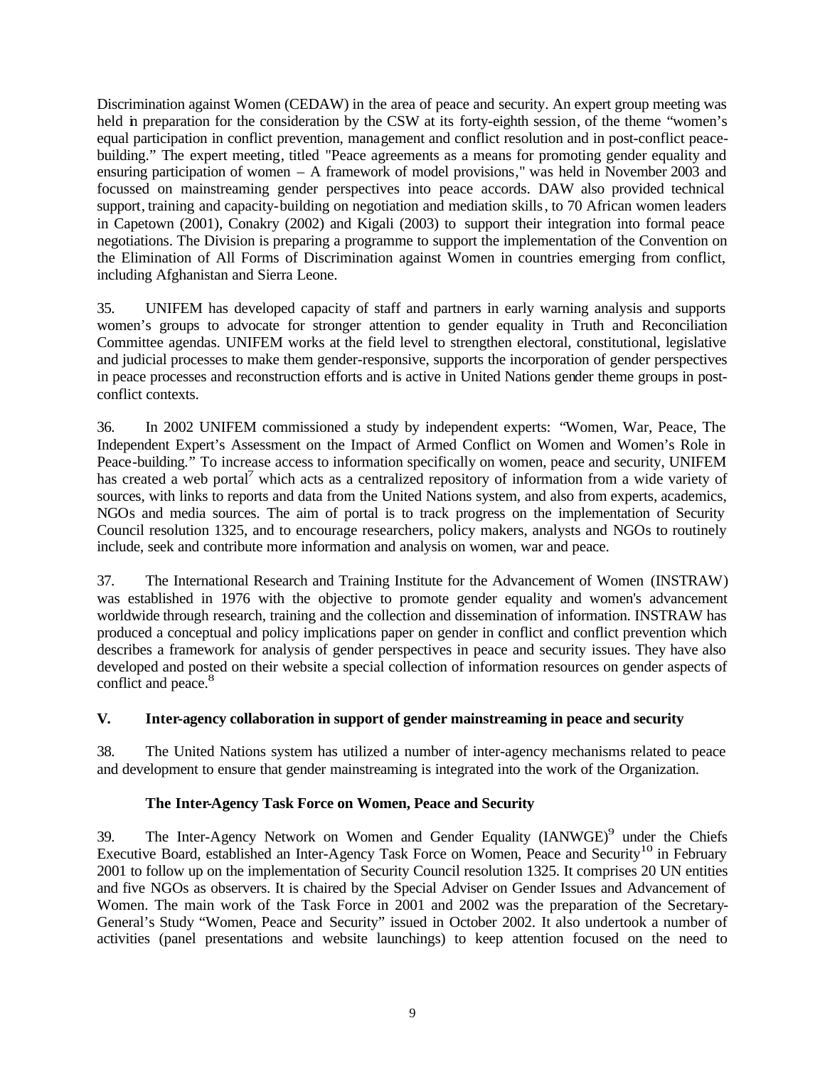Discrimination against Women (CEDAW) in the area of peace and security. An expert group meeting was held in preparation for the consideration by the CSW at its forty-eighth session, of the theme "women's equal participation in conflict prevention, management and conflict resolution and in post-conflict peace-building." The expert meeting, titled "Peace agreements as a means for promoting gender equality and ensuring participation of women – A framework of model provisions," was held in November 2003 and focussed on mainstreaming gender perspectives into peace accords. DAW also provided technical support, training and capacity-building on negotiation and mediation skills, to 70 African women leaders in Capetown (2001), Conakry (2002) and Kigali (2003) to support their integration into formal peace negotiations. The Division is preparing a programme to support the implementation of the Convention on the Elimination of All Forms of Discrimination against Women in countries emerging from conflict, including Afghanistan and Sierra Leone.

35. UNIFEM has developed capacity of staff and partners in early warning analysis and supports women's groups to advocate for stronger attention to gender equality in Truth and Reconciliation Committee agendas. UNIFEM works at the field level to strengthen electoral, constitutional, legislative and judicial processes to make them gender-responsive, supports the incorporation of gender perspectives in peace processes and reconstruction efforts and is active in United Nations gender theme groups in post-conflict contexts.

36. In 2002 UNIFEM commissioned a study by independent experts: "Women, War, Peace, The Independent Expert's Assessment on the Impact of Armed Conflict on Women and Women's Role in Peace-building." To increase access to information specifically on women, peace and security, UNIFEM has created a web portal[7] which acts as a centralized repository of information from a wide variety of sources, with links to reports and data from the United Nations system, and also from experts, academics, NGOs and media sources. The aim of portal is to track progress on the implementation of Security Council resolution 1325, and to encourage researchers, policy makers, analysts and NGOs to routinely include, seek and contribute more information and analysis on women, war and peace.

37. The International Research and Training Institute for the Advancement of Women (INSTRAW) was established in 1976 with the objective to promote gender equality and women's advancement worldwide through research, training and the collection and dissemination of information. INSTRAW has produced a conceptual and policy implications paper on gender in conflict and conflict prevention which describes a framework for analysis of gender perspectives in peace and security issues. They have also developed and posted on their website a special collection of information resources on gender aspects of conflict and peace.[8]

## V. Inter-agency collaboration in support of gender mainstreaming in peace and security

38. The United Nations system has utilized a number of inter-agency mechanisms related to peace and development to ensure that gender mainstreaming is integrated into the work of the Organization.

### The Inter-Agency Task Force on Women, Peace and Security

39. The Inter-Agency Network on Women and Gender Equality (IANWGE)[9] under the Chiefs Executive Board, established an Inter-Agency Task Force on Women, Peace and Security[10] in February 2001 to follow up on the implementation of Security Council resolution 1325. It comprises 20 UN entities and five NGOs as observers. It is chaired by the Special Adviser on Gender Issues and Advancement of Women. The main work of the Task Force in 2001 and 2002 was the preparation of the Secretary-General's Study "Women, Peace and Security" issued in October 2002. It also undertook a number of activities (panel presentations and website launchings) to keep attention focused on the need to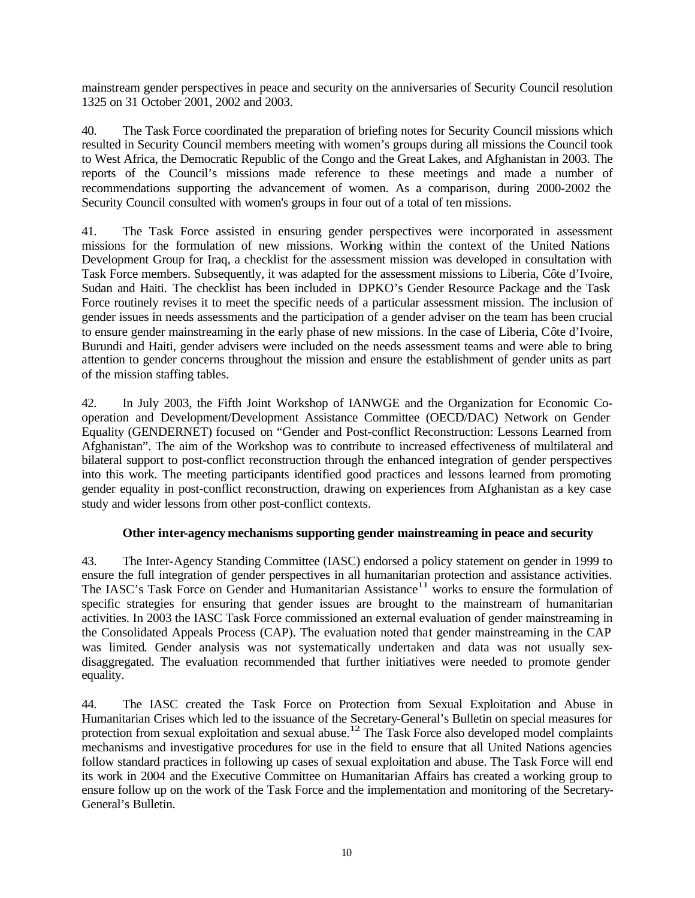mainstream gender perspectives in peace and security on the anniversaries of Security Council resolution 1325 on 31 October 2001, 2002 and 2003.

40. The Task Force coordinated the preparation of briefing notes for Security Council missions which resulted in Security Council members meeting with women's groups during all missions the Council took to West Africa, the Democratic Republic of the Congo and the Great Lakes, and Afghanistan in 2003. The reports of the Council's missions made reference to these meetings and made a number of recommendations supporting the advancement of women. As a comparison, during 2000-2002 the Security Council consulted with women's groups in four out of a total of ten missions.

41. The Task Force assisted in ensuring gender perspectives were incorporated in assessment missions for the formulation of new missions. Working within the context of the United Nations Development Group for Iraq, a checklist for the assessment mission was developed in consultation with Task Force members. Subsequently, it was adapted for the assessment missions to Liberia, Côte d'Ivoire, Sudan and Haiti. The checklist has been included in DPKO's Gender Resource Package and the Task Force routinely revises it to meet the specific needs of a particular assessment mission. The inclusion of gender issues in needs assessments and the participation of a gender adviser on the team has been crucial to ensure gender mainstreaming in the early phase of new missions. In the case of Liberia, Côte d'Ivoire, Burundi and Haiti, gender advisers were included on the needs assessment teams and were able to bring attention to gender concerns throughout the mission and ensure the establishment of gender units as part of the mission staffing tables.

42. In July 2003, the Fifth Joint Workshop of IANWGE and the Organization for Economic Co-operation and Development/Development Assistance Committee (OECD/DAC) Network on Gender Equality (GENDERNET) focused on "Gender and Post-conflict Reconstruction: Lessons Learned from Afghanistan". The aim of the Workshop was to contribute to increased effectiveness of multilateral and bilateral support to post-conflict reconstruction through the enhanced integration of gender perspectives into this work. The meeting participants identified good practices and lessons learned from promoting gender equality in post-conflict reconstruction, drawing on experiences from Afghanistan as a key case study and wider lessons from other post-conflict contexts.

**Other inter-agency mechanisms supporting gender mainstreaming in peace and security**

43. The Inter-Agency Standing Committee (IASC) endorsed a policy statement on gender in 1999 to ensure the full integration of gender perspectives in all humanitarian protection and assistance activities. The IASC's Task Force on Gender and Humanitarian Assistance[11] works to ensure the formulation of specific strategies for ensuring that gender issues are brought to the mainstream of humanitarian activities. In 2003 the IASC Task Force commissioned an external evaluation of gender mainstreaming in the Consolidated Appeals Process (CAP). The evaluation noted that gender mainstreaming in the CAP was limited. Gender analysis was not systematically undertaken and data was not usually sex-disaggregated. The evaluation recommended that further initiatives were needed to promote gender equality.

44. The IASC created the Task Force on Protection from Sexual Exploitation and Abuse in Humanitarian Crises which led to the issuance of the Secretary-General's Bulletin on special measures for protection from sexual exploitation and sexual abuse.[12] The Task Force also developed model complaints mechanisms and investigative procedures for use in the field to ensure that all United Nations agencies follow standard practices in following up cases of sexual exploitation and abuse. The Task Force will end its work in 2004 and the Executive Committee on Humanitarian Affairs has created a working group to ensure follow up on the work of the Task Force and the implementation and monitoring of the Secretary-General's Bulletin.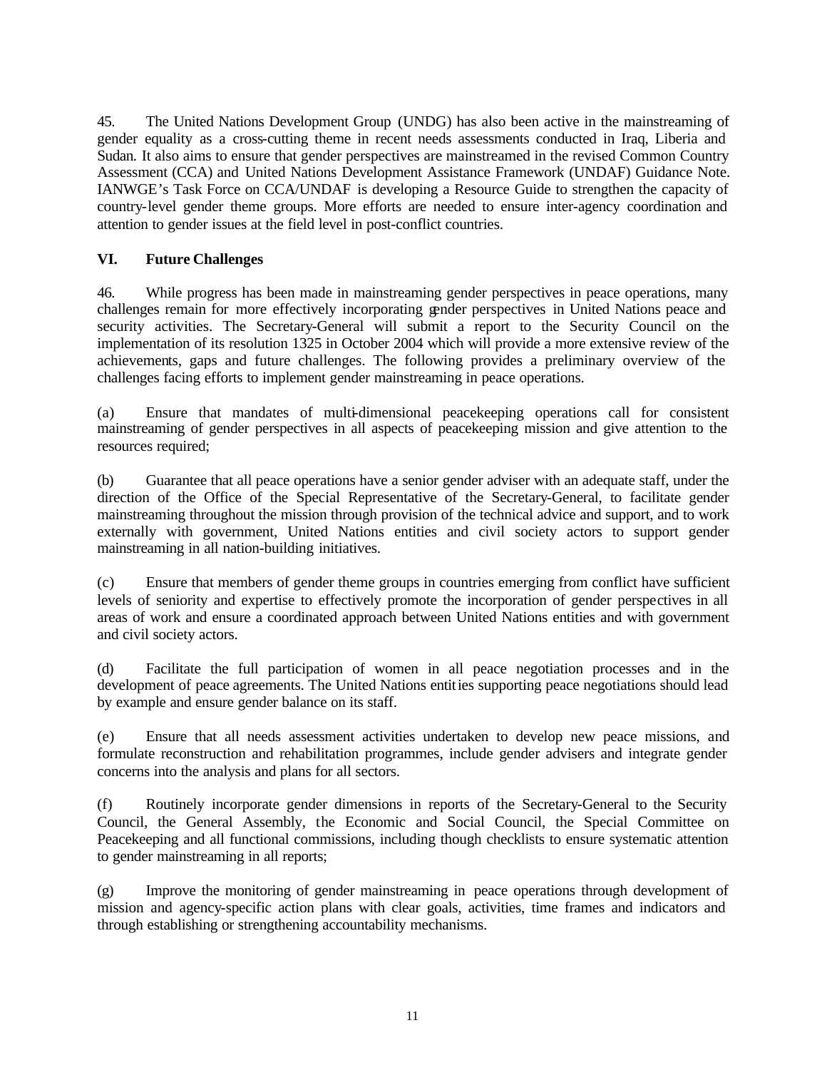45. The United Nations Development Group (UNDG) has also been active in the mainstreaming of gender equality as a cross-cutting theme in recent needs assessments conducted in Iraq, Liberia and Sudan. It also aims to ensure that gender perspectives are mainstreamed in the revised Common Country Assessment (CCA) and United Nations Development Assistance Framework (UNDAF) Guidance Note. IANWGE's Task Force on CCA/UNDAF is developing a Resource Guide to strengthen the capacity of country-level gender theme groups. More efforts are needed to ensure inter-agency coordination and attention to gender issues at the field level in post-conflict countries.

## VI. Future Challenges

46. While progress has been made in mainstreaming gender perspectives in peace operations, many challenges remain for more effectively incorporating gender perspectives in United Nations peace and security activities. The Secretary-General will submit a report to the Security Council on the implementation of its resolution 1325 in October 2004 which will provide a more extensive review of the achievements, gaps and future challenges. The following provides a preliminary overview of the challenges facing efforts to implement gender mainstreaming in peace operations.

(a) Ensure that mandates of multi-dimensional peacekeeping operations call for consistent mainstreaming of gender perspectives in all aspects of peacekeeping mission and give attention to the resources required;

(b) Guarantee that all peace operations have a senior gender adviser with an adequate staff, under the direction of the Office of the Special Representative of the Secretary-General, to facilitate gender mainstreaming throughout the mission through provision of the technical advice and support, and to work externally with government, United Nations entities and civil society actors to support gender mainstreaming in all nation-building initiatives.

(c) Ensure that members of gender theme groups in countries emerging from conflict have sufficient levels of seniority and expertise to effectively promote the incorporation of gender perspectives in all areas of work and ensure a coordinated approach between United Nations entities and with government and civil society actors.

(d) Facilitate the full participation of women in all peace negotiation processes and in the development of peace agreements. The United Nations entities supporting peace negotiations should lead by example and ensure gender balance on its staff.

(e) Ensure that all needs assessment activities undertaken to develop new peace missions, and formulate reconstruction and rehabilitation programmes, include gender advisers and integrate gender concerns into the analysis and plans for all sectors.

(f) Routinely incorporate gender dimensions in reports of the Secretary-General to the Security Council, the General Assembly, the Economic and Social Council, the Special Committee on Peacekeeping and all functional commissions, including though checklists to ensure systematic attention to gender mainstreaming in all reports;

(g) Improve the monitoring of gender mainstreaming in peace operations through development of mission and agency-specific action plans with clear goals, activities, time frames and indicators and through establishing or strengthening accountability mechanisms.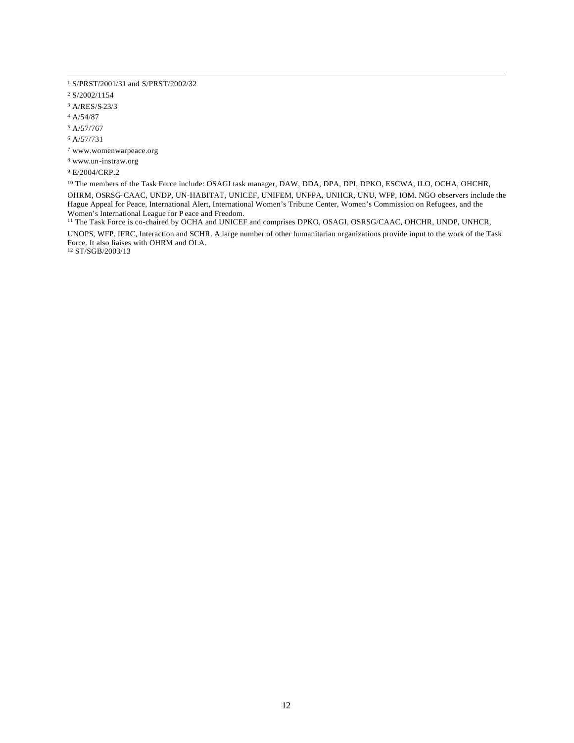[1] S/PRST/2001/31 and S/PRST/2002/32

[2] S/2002/1154

[3] A/RES/S-23/3

[4] A/54/87

[5] A/57/767

[6] A/57/731

[7] www.womenwarpeace.org

[8] www.un-instraw.org

[9] E/2004/CRP.2

[10] The members of the Task Force include: OSAGI task manager, DAW, DDA, DPA, DPI, DPKO, ESCWA, ILO, OCHA, OHCHR, OHRM, OSRSG-CAAC, UNDP, UN-HABITAT, UNICEF, UNIFEM, UNFPA, UNHCR, UNU, WFP, IOM. NGO observers include the Hague Appeal for Peace, International Alert, International Women's Tribune Center, Women's Commission on Refugees, and the Women's International League for Peace and Freedom.

[11] The Task Force is co-chaired by OCHA and UNICEF and comprises DPKO, OSAGI, OSRSG/CAAC, OHCHR, UNDP, UNHCR, UNOPS, WFP, IFRC, Interaction and SCHR. A large number of other humanitarian organizations provide input to the work of the Task Force. It also liaises with OHRM and OLA.

[12] ST/SGB/2003/13